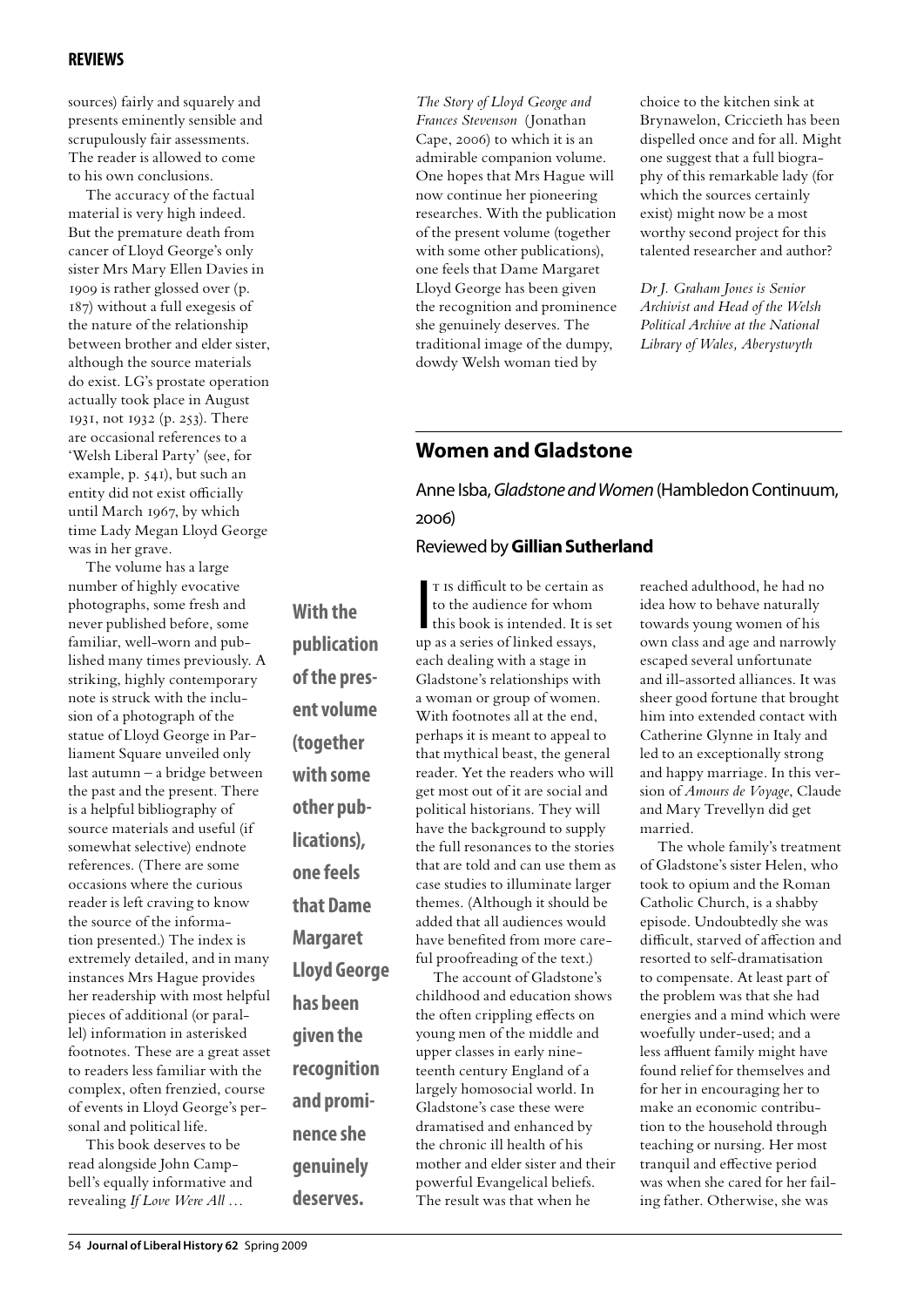sources) fairly and squarely and presents eminently sensible and scrupulously fair assessments. The reader is allowed to come to his own conclusions.

The accuracy of the factual material is very high indeed. But the premature death from cancer of Lloyd George's only sister Mrs Mary Ellen Davies in 1909 is rather glossed over (p. 187) without a full exegesis of the nature of the relationship between brother and elder sister, although the source materials do exist. LG's prostate operation actually took place in August 1931, not 1932 (p. 253). There are occasional references to a 'Welsh Liberal Party' (see, for example, p. 541), but such an entity did not exist officially until March 1967, by which time Lady Megan Lloyd George was in her grave.

The volume has a large number of highly evocative photographs, some fresh and never published before, some familiar, well-worn and published many times previously. A striking, highly contemporary note is struck with the inclusion of a photograph of the statue of Lloyd George in Parliament Square unveiled only last autumn – a bridge between the past and the present. There is a helpful bibliography of source materials and useful (if somewhat selective) endnote references. (There are some occasions where the curious reader is left craving to know the source of the information presented.) The index is extremely detailed, and in many instances Mrs Hague provides her readership with most helpful pieces of additional (or parallel) information in asterisked footnotes. These are a great asset to readers less familiar with the complex, often frenzied, course of events in Lloyd George's personal and political life.

This book deserves to be read alongside John Campbell's equally informative and revealing *If Love Were All … The Story of Lloyd George and Frances Stevenson* (Jonathan Cape, 2006) to which it is an admirable companion volume. One hopes that Mrs Hague will now continue her pioneering researches. With the publication of the present volume (together with some other publications), one feels that Dame Margaret Lloyd George has been given the recognition and prominence she genuinely deserves. The traditional image of the dumpy, dowdy Welsh woman tied by choice to the kitchen sink at Brynawelon, Criccieth has been dispelled once and for all. Might one suggest that a full biography of this remarkable lady (for which the sources certainly exist) might now be a most worthy second project for this talented researcher and author?

**With the publication of the present volume (together with some other publications), one feels that Dame Margaret Lloyd George has been given the recognition and prominence she genuinely deserves.**

*Dr J. Graham Jones is Senior Archivist and Head of the Welsh Political Archive at the National Library of Wales, Aberystwyth*

## Women and Gladstone

Anne Isba, *Gladstone and Women* (Hambledon Continuum, 2006)

Reviewed by **Gillian Sutherland**

It is difficult to be certain as to the audience for whom this book is intended. It is set up as a series of linked essays, each dealing with a stage in Gladstone's relationships with a woman or group of women. With footnotes all at the end, perhaps it is meant to appeal to that mythical beast, the general reader. Yet the readers who will get most out of it are social and political historians. They will have the background to supply the full resonances to the stories that are told and can use them as case studies to illuminate larger themes. (Although it should be added that all audiences would have benefited from more careful proofreading of the text.)

The account of Gladstone's childhood and education shows the often crippling effects on young men of the middle and upper classes in early nineteenth century England of a largely homosocial world. In Gladstone's case these were dramatised and enhanced by the chronic ill health of his mother and elder sister and their powerful Evangelical beliefs. The result was that when he reached adulthood, he had no idea how to behave naturally towards young women of his own class and age and narrowly escaped several unfortunate and ill-assorted alliances. It was sheer good fortune that brought him into extended contact with Catherine Glynne in Italy and led to an exceptionally strong and happy marriage. In this version of *Amours de Voyage*, Claude and Mary Trevellyn did get married.

The whole family's treatment of Gladstone's sister Helen, who took to opium and the Roman Catholic Church, is a shabby episode. Undoubtedly she was difficult, starved of affection and resorted to self-dramatisation to compensate. At least part of the problem was that she had energies and a mind which were woefully under-used; and a less affluent family might have found relief for themselves and for her in encouraging her to make an economic contribution to the household through teaching or nursing. Her most tranquil and effective period was when she cared for her failing father. Otherwise, she was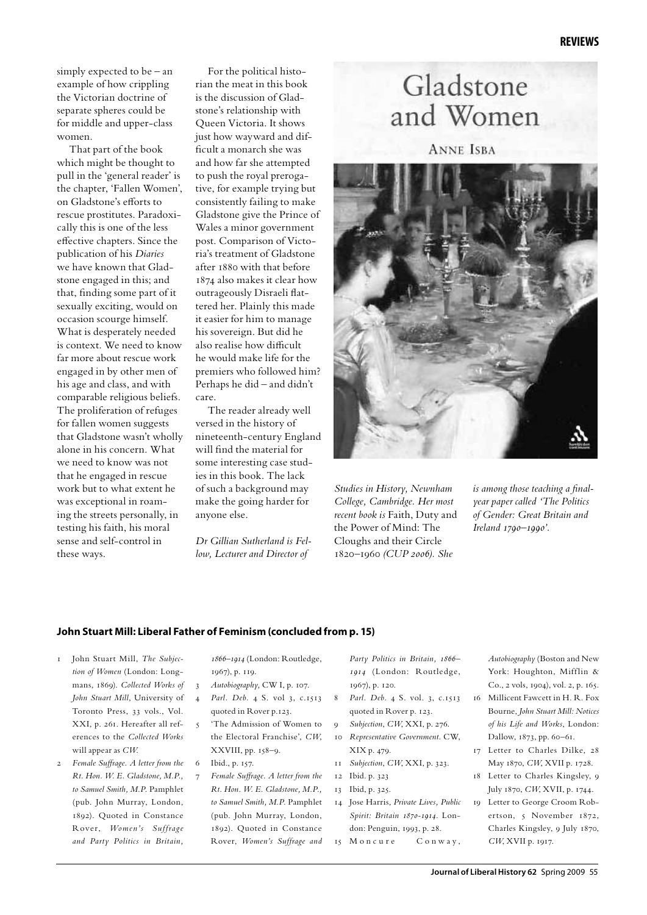simply expected to be – an example of how crippling the Victorian doctrine of separate spheres could be for middle and upper-class women.

That part of the book which might be thought to pull in the 'general reader' is the chapter, 'Fallen Women', on Gladstone's efforts to rescue prostitutes. Paradoxically this is one of the less effective chapters. Since the publication of his *Diaries* we have known that Gladstone engaged in this; and that, finding some part of it sexually exciting, would on occasion scourge himself. What is desperately needed is context. We need to know far more about rescue work engaged in by other men of his age and class, and with comparable religious beliefs. The proliferation of refuges for fallen women suggests that Gladstone wasn't wholly alone in his concern. What we need to know was not that he engaged in rescue work but to what extent he was exceptional in roaming the streets personally, in testing his faith, his moral sense and self-control in these ways.

For the political historian the meat in this book is the discussion of Gladstone's relationship with Queen Victoria. It shows just how wayward and difficult a monarch she was and how far she attempted to push the royal prerogative, for example trying but consistently failing to make Gladstone give the Prince of Wales a minor government post. Comparison of Victoria's treatment of Gladstone after 1880 with that before 1874 also makes it clear how outrageously Disraeli flattered her. Plainly this made it easier for him to manage his sovereign. But did he also realise how difficult he would make life for the premiers who followed him? Perhaps he did – and didn't care.

The reader already well versed in the history of nineteenth-century England will find the material for some interesting case studies in this book. The lack of such a background may make the going harder for anyone else.

*Dr Gillian Sutherland is Fellow, Lecturer and Director of Studies in History, Newnham College, Cambridge. Her most recent book is* Faith, Duty and the Power of Mind: The Cloughs and their Circle 1820–1960 *(CUP 2006). She is among those teaching a final-year paper called 'The Politics of Gender: Great Britain and Ireland 1790–1990'.*

Gladstone and Women

Anne Isba

### John Stuart Mill: Liberal Father of Feminism (concluded from p. 15)

1. John Stuart Mill, *The Subjection of Women* (London: Longmans, 1869). *Collected Works of John Stuart Mill*, University of Toronto Press, 33 vols., Vol. XXI, p. 261. Hereafter all references to the *Collected Works* will appear as *CW*.
2. *Female Suffrage. A letter from the Rt. Hon. W. E. Gladstone, M.P., to Samuel Smith, M.P.* Pamphlet (pub. John Murray, London, 1892). Quoted in Constance Rover, *Women's Suffrage and Party Politics in Britain, 1866–1914* (London: Routledge, 1967), p. 119.
3. *Autobiography*, CW I, p. 107.
4. *Parl. Deb.* 4 S. vol 3, c.1513 quoted in Rover p.123.
5. 'The Admission of Women to the Electoral Franchise', *CW*, XXVIII, pp. 158–9.
6. Ibid., p. 157.
7. *Female Suffrage. A letter from the Rt. Hon. W. E. Gladstone, M.P., to Samuel Smith, M.P.* Pamphlet (pub. John Murray, London, 1892). Quoted in Constance Rover, *Women's Suffrage and Party Politics in Britain, 1866–1914* (London: Routledge, 1967), p. 120.
8. *Parl. Deb.* 4 S. vol. 3, c.1513 quoted in Rover p. 123.
9. *Subjection*, *CW*, XXI, p. 276.
10. *Representative Government*. CW, XIX p. 479.
11. *Subjection*, *CW*, XXI, p. 323.
12. Ibid. p. 323
13. Ibid, p. 325.
14. Jose Harris, *Private Lives, Public Spirit: Britain 1870-1914*. London: Penguin, 1993, p. 28.
15. Moncure Conway, *Autobiography* (Boston and New York: Houghton, Mifflin & Co., 2 vols, 1904), vol. 2, p. 165.
16. Millicent Fawcett in H. R. Fox Bourne, *John Stuart Mill: Notices of his Life and Works*, London: Dallow, 1873, pp. 60–61.
17. Letter to Charles Dilke, 28 May 1870, *CW*, XVII p. 1728.
18. Letter to Charles Kingsley, 9 July 1870, *CW*, XVII, p. 1744.
19. Letter to George Croom Robertson, 5 November 1872, Charles Kingsley, 9 July 1870, *CW*, XVII p. 1917.